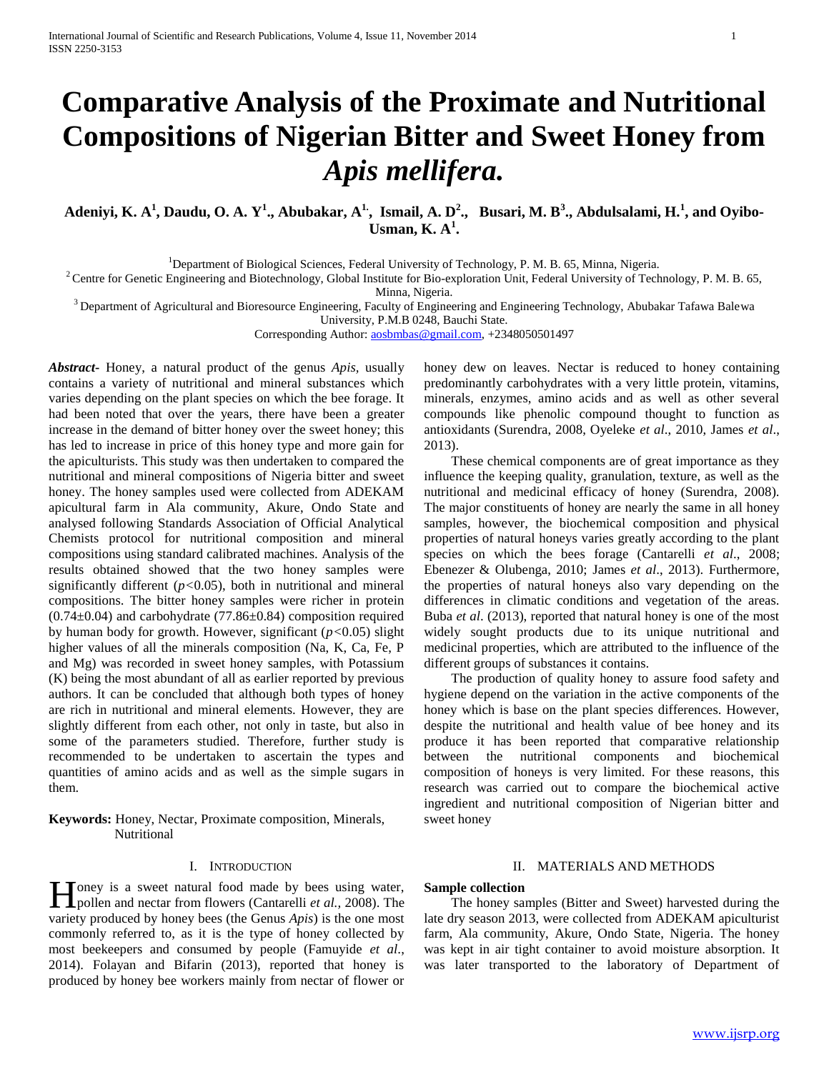# Comparative Analysis of the Proximate and Nutritional Compositions of Nigerian Bitter and Sweet Honey from *Apis mellifera*.

**Adeniyi, K. A[1], Daudu, O. A. Y[1]., Abubakar, A[1]., Ismail, A. D[2]., Busari, M. B[3]., Abdulsalami, H.[1], and Oyibo-Usman, K. A[1].**

[1]Department of Biological Sciences, Federal University of Technology, P. M. B. 65, Minna, Nigeria.
[2] Centre for Genetic Engineering and Biotechnology, Global Institute for Bio-exploration Unit, Federal University of Technology, P. M. B. 65, Minna, Nigeria.
[3] Department of Agricultural and Bioresource Engineering, Faculty of Engineering and Engineering Technology, Abubakar Tafawa Balewa University, P.M.B 0248, Bauchi State.
Corresponding Author: aosbmbas@gmail.com, +2348050501497

***Abstract***- Honey, a natural product of the genus *Apis,* usually contains a variety of nutritional and mineral substances which varies depending on the plant species on which the bee forage. It had been noted that over the years, there have been a greater increase in the demand of bitter honey over the sweet honey; this has led to increase in price of this honey type and more gain for the apiculturists. This study was then undertaken to compared the nutritional and mineral compositions of Nigeria bitter and sweet honey. The honey samples used were collected from ADEKAM apicultural farm in Ala community, Akure, Ondo State and analysed following Standards Association of Official Analytical Chemists protocol for nutritional composition and mineral compositions using standard calibrated machines. Analysis of the results obtained showed that the two honey samples were significantly different ($p<0.05$), both in nutritional and mineral compositions. The bitter honey samples were richer in protein ($0.74\pm0.04$) and carbohydrate ($77.86\pm0.84$) composition required by human body for growth. However, significant ($p<0.05$) slight higher values of all the minerals composition (Na, K, Ca, Fe, P and Mg) was recorded in sweet honey samples, with Potassium (K) being the most abundant of all as earlier reported by previous authors. It can be concluded that although both types of honey are rich in nutritional and mineral elements. However, they are slightly different from each other, not only in taste, but also in some of the parameters studied. Therefore, further study is recommended to be undertaken to ascertain the types and quantities of amino acids and as well as the simple sugars in them.

**Keywords:** Honey, Nectar, Proximate composition, Minerals, Nutritional

## I. Introduction

Honey is a sweet natural food made by bees using water, pollen and nectar from flowers (Cantarelli *et al.,* 2008). The variety produced by honey bees (the Genus *Apis*) is the one most commonly referred to, as it is the type of honey collected by most beekeepers and consumed by people (Famuyide *et al*., 2014). Folayan and Bifarin (2013), reported that honey is produced by honey bee workers mainly from nectar of flower or honey dew on leaves. Nectar is reduced to honey containing predominantly carbohydrates with a very little protein, vitamins, minerals, enzymes, amino acids and as well as other several compounds like phenolic compound thought to function as antioxidants (Surendra, 2008, Oyeleke *et al*., 2010, James *et al*., 2013).

These chemical components are of great importance as they influence the keeping quality, granulation, texture, as well as the nutritional and medicinal efficacy of honey (Surendra, 2008). The major constituents of honey are nearly the same in all honey samples, however, the biochemical composition and physical properties of natural honeys varies greatly according to the plant species on which the bees forage (Cantarelli *et al*., 2008; Ebenezer & Olubenga, 2010; James *et al*., 2013). Furthermore, the properties of natural honeys also vary depending on the differences in climatic conditions and vegetation of the areas. Buba *et al*. (2013), reported that natural honey is one of the most widely sought products due to its unique nutritional and medicinal properties, which are attributed to the influence of the different groups of substances it contains.

The production of quality honey to assure food safety and hygiene depend on the variation in the active components of the honey which is base on the plant species differences. However, despite the nutritional and health value of bee honey and its produce it has been reported that comparative relationship between the nutritional components and biochemical composition of honeys is very limited. For these reasons, this research was carried out to compare the biochemical active ingredient and nutritional composition of Nigerian bitter and sweet honey

## II. Materials and Methods

**Sample collection**

The honey samples (Bitter and Sweet) harvested during the late dry season 2013, were collected from ADEKAM apiculturist farm, Ala community, Akure, Ondo State, Nigeria. The honey was kept in air tight container to avoid moisture absorption. It was later transported to the laboratory of Department of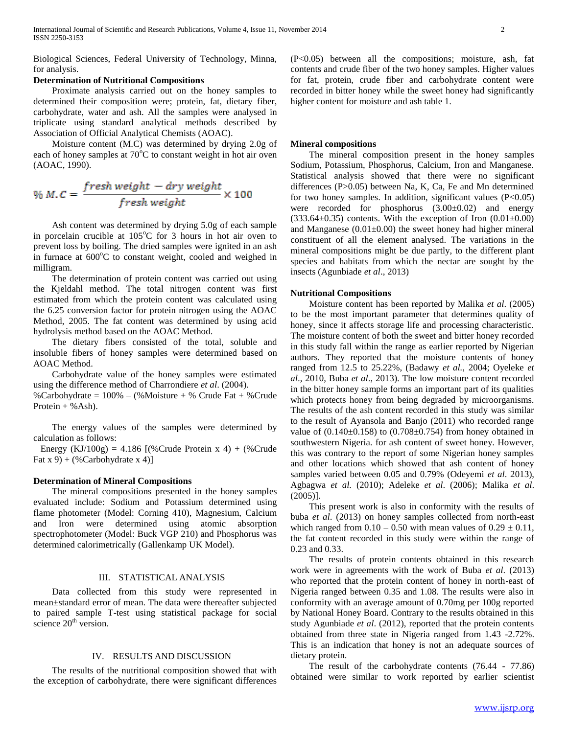Biological Sciences, Federal University of Technology, Minna, for analysis.

**Determination of Nutritional Compositions**

Proximate analysis carried out on the honey samples to determined their composition were; protein, fat, dietary fiber, carbohydrate, water and ash. All the samples were analysed in triplicate using standard analytical methods described by Association of Official Analytical Chemists (AOAC).

Moisture content (M.C) was determined by drying 2.0g of each of honey samples at 70$^o$C to constant weight in hot air oven (AOAC, 1990).

$$\% \, M.C = \frac{fresh\ weight\ - dry\ weight}{fresh\ weight} \times 100$$

Ash content was determined by drying 5.0g of each sample in porcelain crucible at 105$^o$C for 3 hours in hot air oven to prevent loss by boiling. The dried samples were ignited in an ash in furnace at 600$^o$C to constant weight, cooled and weighed in milligram.

The determination of protein content was carried out using the Kjeldahl method. The total nitrogen content was first estimated from which the protein content was calculated using the 6.25 conversion factor for protein nitrogen using the AOAC Method, 2005. The fat content was determined by using acid hydrolysis method based on the AOAC Method.

The dietary fibers consisted of the total, soluble and insoluble fibers of honey samples were determined based on AOAC Method.

Carbohydrate value of the honey samples were estimated using the difference method of Charrondiere *et al*. (2004).
%Carbohydrate = 100% – (%Moisture + % Crude Fat + %Crude Protein + %Ash).

The energy values of the samples were determined by calculation as follows:
Energy (KJ/100g) = 4.186 [(%Crude Protein x 4) + (%Crude Fat x 9) + (%Carbohydrate x 4)]

**Determination of Mineral Compositions**

The mineral compositions presented in the honey samples evaluated include: Sodium and Potassium determined using flame photometer (Model: Corning 410), Magnesium, Calcium and Iron were determined using atomic absorption spectrophotometer (Model: Buck VGP 210) and Phosphorus was determined calorimetrically (Gallenkamp UK Model).

## III. Statistical Analysis

Data collected from this study were represented in mean±standard error of mean. The data were thereafter subjected to paired sample T-test using statistical package for social science 20$^{th}$ version.

## IV. Results and Discussion

The results of the nutritional composition showed that with the exception of carbohydrate, there were significant differences ($P<0.05$) between all the compositions; moisture, ash, fat contents and crude fiber of the two honey samples. Higher values for fat, protein, crude fiber and carbohydrate content were recorded in bitter honey while the sweet honey had significantly higher content for moisture and ash table 1.

**Mineral compositions**

The mineral composition present in the honey samples Sodium, Potassium, Phosphorus, Calcium, Iron and Manganese. Statistical analysis showed that there were no significant differences ($P>0.05$) between Na, K, Ca, Fe and Mn determined for two honey samples. In addition, significant values ($P<0.05$) were recorded for phosphorus (3.00±0.02) and energy (333.64±0.35) contents. With the exception of Iron (0.01±0.00) and Manganese (0.01±0.00) the sweet honey had higher mineral constituent of all the element analysed. The variations in the mineral compositions might be due partly, to the different plant species and habitats from which the nectar are sought by the insects (Agunbiade *et al*., 2013)

**Nutritional Compositions**

Moisture content has been reported by Malika *et al*. (2005) to be the most important parameter that determines quality of honey, since it affects storage life and processing characteristic. The moisture content of both the sweet and bitter honey recorded in this study fall within the range as earlier reported by Nigerian authors. They reported that the moisture contents of honey ranged from 12.5 to 25.22%, (Badawy *et al.*, 2004; Oyeleke *et al*., 2010, Buba *et al*., 2013). The low moisture content recorded in the bitter honey sample forms an important part of its qualities which protects honey from being degraded by microorganisms. The results of the ash content recorded in this study was similar to the result of Ayansola and Banjo (2011) who recorded range value of (0.140±0.158) to (0.708±0.754) from honey obtained in southwestern Nigeria. for ash content of sweet honey. However, this was contrary to the report of some Nigerian honey samples and other locations which showed that ash content of honey samples varied between 0.05 and 0.79% (Odeyemi *et al*. 2013), Agbagwa *et al.* (2010); Adeleke *et al*. (2006); Malika *et al*. (2005)].

This present work is also in conformity with the results of buba *et al*. (2013) on honey samples collected from north-east which ranged from 0.10 – 0.50 with mean values of 0.29 ± 0.11, the fat content recorded in this study were within the range of 0.23 and 0.33.

The results of protein contents obtained in this research work were in agreements with the work of Buba *et al*. (2013) who reported that the protein content of honey in north-east of Nigeria ranged between 0.35 and 1.08. The results were also in conformity with an average amount of 0.70mg per 100g reported by National Honey Board. Contrary to the results obtained in this study Agunbiade *et al*. (2012), reported that the protein contents obtained from three state in Nigeria ranged from 1.43 -2.72%. This is an indication that honey is not an adequate sources of dietary protein.

The result of the carbohydrate contents (76.44 - 77.86) obtained were similar to work reported by earlier scientist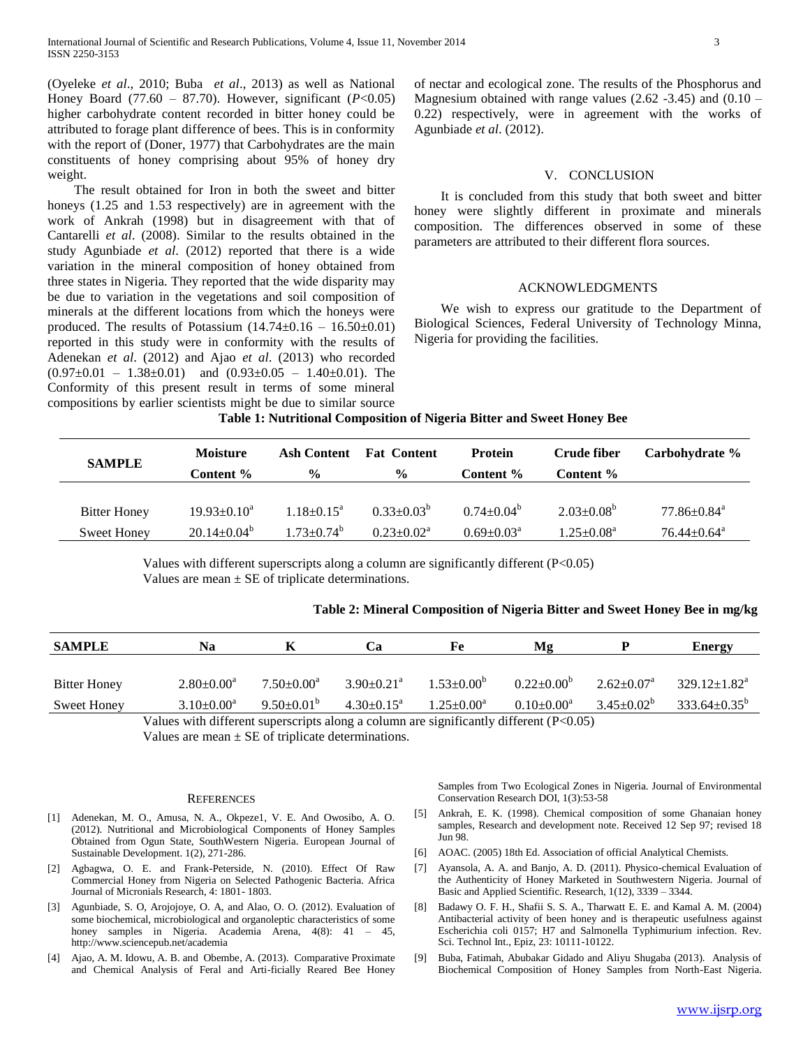(Oyeleke *et al*., 2010; Buba *et al*., 2013) as well as National Honey Board (77.60 – 87.70). However, significant ($P<0.05$) higher carbohydrate content recorded in bitter honey could be attributed to forage plant difference of bees. This is in conformity with the report of (Doner, 1977) that Carbohydrates are the main constituents of honey comprising about 95% of honey dry weight.

The result obtained for Iron in both the sweet and bitter honeys (1.25 and 1.53 respectively) are in agreement with the work of Ankrah (1998) but in disagreement with that of Cantarelli *et al*. (2008). Similar to the results obtained in the study Agunbiade *et al*. (2012) reported that there is a wide variation in the mineral composition of honey obtained from three states in Nigeria. They reported that the wide disparity may be due to variation in the vegetations and soil composition of minerals at the different locations from which the honeys were produced. The results of Potassium (14.74±0.16 – 16.50±0.01) reported in this study were in conformity with the results of Adenekan *et al*. (2012) and Ajao *et al*. (2013) who recorded (0.97±0.01 – 1.38±0.01) and (0.93±0.05 – 1.40±0.01). The Conformity of this present result in terms of some mineral compositions by earlier scientists might be due to similar source of nectar and ecological zone. The results of the Phosphorus and Magnesium obtained with range values (2.62 -3.45) and (0.10 – 0.22) respectively, were in agreement with the works of Agunbiade *et al*. (2012).

## V. CONCLUSION

It is concluded from this study that both sweet and bitter honey were slightly different in proximate and minerals composition. The differences observed in some of these parameters are attributed to their different flora sources.

## ACKNOWLEDGMENTS

We wish to express our gratitude to the Department of Biological Sciences, Federal University of Technology Minna, Nigeria for providing the facilities.

**Table 1: Nutritional Composition of Nigeria Bitter and Sweet Honey Bee**

| SAMPLE | Moisture Content % | Ash Content % | Fat Content % | Protein Content % | Crude fiber Content % | Carbohydrate % |
|---|---|---|---|---|---|---|
| Bitter Honey | 19.93±0.10[a] | 1.18±0.15[a] | 0.33±0.03[b] | 0.74±0.04[b] | 2.03±0.08[b] | 77.86±0.84[a] |
| Sweet Honey | 20.14±0.04[b] | 1.73±0.74[b] | 0.23±0.02[a] | 0.69±0.03[a] | 1.25±0.08[a] | 76.44±0.64[a] |

Values with different superscripts along a column are significantly different ($P<0.05$)
Values are mean ± SE of triplicate determinations.

**Table 2: Mineral Composition of Nigeria Bitter and Sweet Honey Bee in mg/kg**

| SAMPLE | Na | K | Ca | Fe | Mg | P | Energy |
|---|---|---|---|---|---|---|---|
| Bitter Honey | 2.80±0.00[a] | 7.50±0.00[a] | 3.90±0.21[a] | 1.53±0.00[b] | 0.22±0.00[b] | 2.62±0.07[a] | 329.12±1.82[a] |
| Sweet Honey | 3.10±0.00[a] | 9.50±0.01[b] | 4.30±0.15[a] | 1.25±0.00[a] | 0.10±0.00[a] | 3.45±0.02[b] | 333.64±0.35[b] |

Values with different superscripts along a column are significantly different ($P<0.05$)
Values are mean ± SE of triplicate determinations.

## REFERENCES

[1] Adenekan, M. O., Amusa, N. A., Okpeze1, V. E. And Owosibo, A. O. (2012). Nutritional and Microbiological Components of Honey Samples Obtained from Ogun State, SouthWestern Nigeria. European Journal of Sustainable Development. 1(2), 271-286.

[2] Agbagwa, O. E. and Frank-Peterside, N. (2010). Effect Of Raw Commercial Honey from Nigeria on Selected Pathogenic Bacteria. Africa Journal of Micronials Research, 4: 1801- 1803.

[3] Agunbiade, S. O, Arojojoye, O. A, and Alao, O. O. (2012). Evaluation of some biochemical, microbiological and organoleptic characteristics of some honey samples in Nigeria. Academia Arena, 4(8): 41 – 45, http://www.sciencepub.net/academia

[4] Ajao, A. M. Idowu, A. B. and Obembe, A. (2013). Comparative Proximate and Chemical Analysis of Feral and Arti-ficially Reared Bee Honey Samples from Two Ecological Zones in Nigeria. Journal of Environmental Conservation Research DOI, 1(3):53-58

[5] Ankrah, E. K. (1998). Chemical composition of some Ghanaian honey samples, Research and development note. Received 12 Sep 97; revised 18 Jun 98.

[6] AOAC. (2005) 18th Ed. Association of official Analytical Chemists.

[7] Ayansola, A. A. and Banjo, A. D. (2011). Physico-chemical Evaluation of the Authenticity of Honey Marketed in Southwestern Nigeria. Journal of Basic and Applied Scientific. Research, 1(12), 3339 – 3344.

[8] Badawy O. F. H., Shafii S. S. A., Tharwatt E. E. and Kamal A. M. (2004) Antibacterial activity of been honey and is therapeutic usefulness against Escherichia coli 0157; H7 and Salmonella Typhimurium infection. Rev. Sci. Technol Int., Epiz, 23: 10111-10122.

[9] Buba, Fatimah, Abubakar Gidado and Aliyu Shugaba (2013). Analysis of Biochemical Composition of Honey Samples from North-East Nigeria.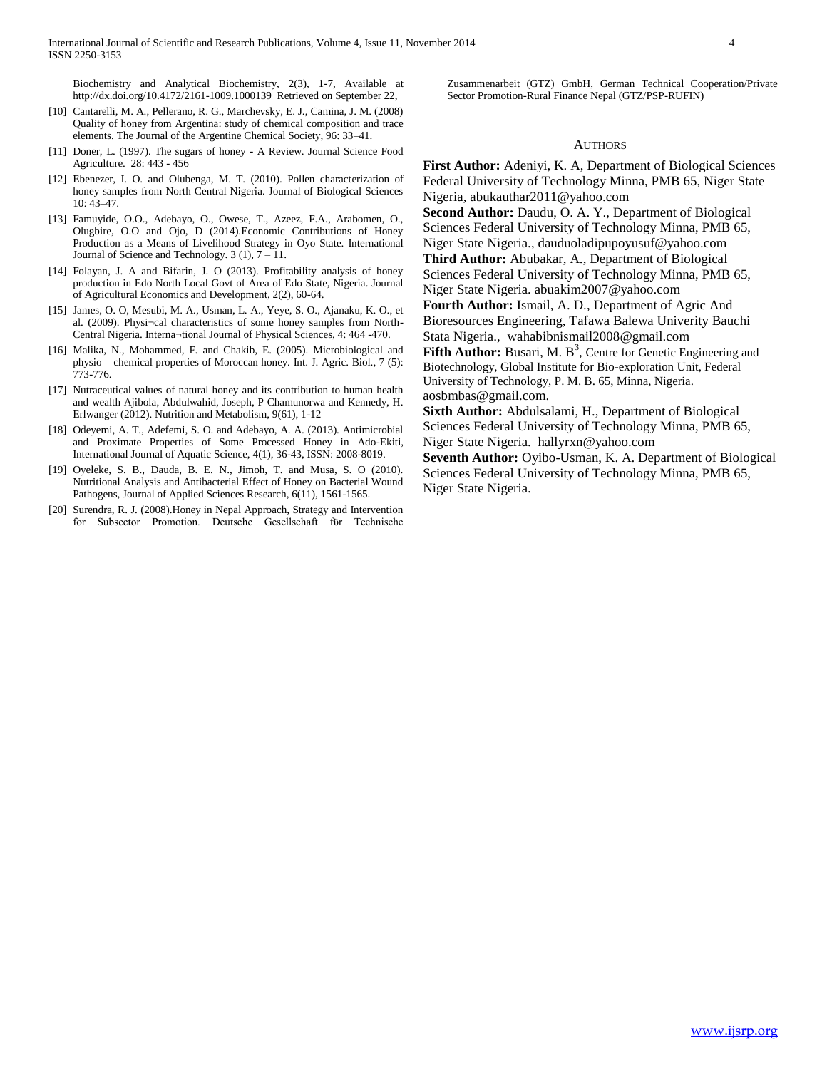Biochemistry and Analytical Biochemistry, 2(3), 1-7, Available at http://dx.doi.org/10.4172/2161-1009.1000139 Retrieved on September 22,

[10] Cantarelli, M. A., Pellerano, R. G., Marchevsky, E. J., Camina, J. M. (2008) Quality of honey from Argentina: study of chemical composition and trace elements. The Journal of the Argentine Chemical Society, 96: 33–41.

[11] Doner, L. (1997). The sugars of honey - A Review. Journal Science Food Agriculture. 28: 443 - 456

[12] Ebenezer, I. O. and Olubenga, M. T. (2010). Pollen characterization of honey samples from North Central Nigeria. Journal of Biological Sciences 10: 43–47.

[13] Famuyide, O.O., Adebayo, O., Owese, T., Azeez, F.A., Arabomen, O., Olugbire, O.O and Ojo, D (2014).Economic Contributions of Honey Production as a Means of Livelihood Strategy in Oyo State. International Journal of Science and Technology. 3 (1), 7 – 11.

[14] Folayan, J. A and Bifarin, J. O (2013). Profitability analysis of honey production in Edo North Local Govt of Area of Edo State, Nigeria. Journal of Agricultural Economics and Development, 2(2), 60-64.

[15] James, O. O, Mesubi, M. A., Usman, L. A., Yeye, S. O., Ajanaku, K. O., et al. (2009). Physi¬cal characteristics of some honey samples from North-Central Nigeria. Interna¬tional Journal of Physical Sciences, 4: 464 -470.

[16] Malika, N., Mohammed, F. and Chakib, E. (2005). Microbiological and physio – chemical properties of Moroccan honey. Int. J. Agric. Biol., 7 (5): 773-776.

[17] Nutraceutical values of natural honey and its contribution to human health and wealth Ajibola, Abdulwahid, Joseph, P Chamunorwa and Kennedy, H. Erlwanger (2012). Nutrition and Metabolism, 9(61), 1-12

[18] Odeyemi, A. T., Adefemi, S. O. and Adebayo, A. A. (2013). Antimicrobial and Proximate Properties of Some Processed Honey in Ado-Ekiti, International Journal of Aquatic Science, 4(1), 36-43, ISSN: 2008-8019.

[19] Oyeleke, S. B., Dauda, B. E. N., Jimoh, T. and Musa, S. O (2010). Nutritional Analysis and Antibacterial Effect of Honey on Bacterial Wound Pathogens, Journal of Applied Sciences Research, 6(11), 1561-1565.

[20] Surendra, R. J. (2008).Honey in Nepal Approach, Strategy and Intervention for Subsector Promotion. Deutsche Gesellschaft fȕr Technische Zusammenarbeit (GTZ) GmbH, German Technical Cooperation/Private Sector Promotion-Rural Finance Nepal (GTZ/PSP-RUFIN)

## Authors

**First Author:** Adeniyi, K. A, Department of Biological Sciences Federal University of Technology Minna, PMB 65, Niger State Nigeria, abukauthar2011@yahoo.com

**Second Author:** Daudu, O. A. Y., Department of Biological Sciences Federal University of Technology Minna, PMB 65, Niger State Nigeria., dauduoladipupoyusuf@yahoo.com

**Third Author:** Abubakar, A., Department of Biological Sciences Federal University of Technology Minna, PMB 65, Niger State Nigeria. abuakim2007@yahoo.com

**Fourth Author:** Ismail, A. D., Department of Agric And Bioresources Engineering, Tafawa Balewa Univerity Bauchi Stata Nigeria., wahabibnismail2008@gmail.com

**Fifth Author:** Busari, M. B[3], Centre for Genetic Engineering and Biotechnology, Global Institute for Bio-exploration Unit, Federal University of Technology, P. M. B. 65, Minna, Nigeria. aosbmbas@gmail.com.

**Sixth Author:** Abdulsalami, H., Department of Biological Sciences Federal University of Technology Minna, PMB 65, Niger State Nigeria. hallyrxn@yahoo.com

**Seventh Author:** Oyibo-Usman, K. A. Department of Biological Sciences Federal University of Technology Minna, PMB 65, Niger State Nigeria.